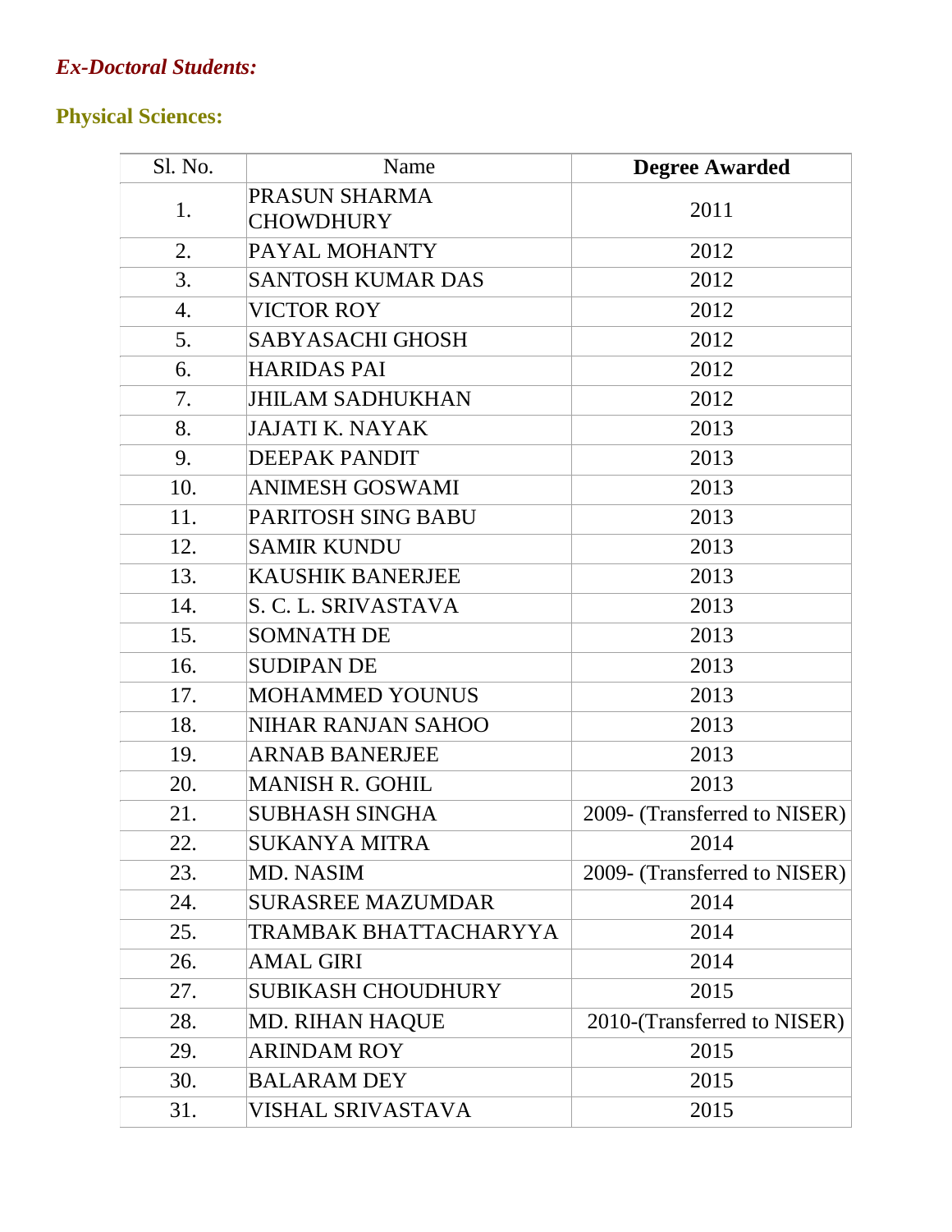***Ex-Doctoral Students:***

**Physical Sciences:**

| Sl. No. | Name | **Degree Awarded** |
|---|---|---|
| 1. | PRASUN SHARMA CHOWDHURY | 2011 |
| 2. | PAYAL MOHANTY | 2012 |
| 3. | SANTOSH KUMAR DAS | 2012 |
| 4. | VICTOR ROY | 2012 |
| 5. | SABYASACHI GHOSH | 2012 |
| 6. | HARIDAS PAI | 2012 |
| 7. | JHILAM SADHUKHAN | 2012 |
| 8. | JAJATI K. NAYAK | 2013 |
| 9. | DEEPAK PANDIT | 2013 |
| 10. | ANIMESH GOSWAMI | 2013 |
| 11. | PARITOSH SING BABU | 2013 |
| 12. | SAMIR KUNDU | 2013 |
| 13. | KAUSHIK BANERJEE | 2013 |
| 14. | S. C. L. SRIVASTAVA | 2013 |
| 15. | SOMNATH DE | 2013 |
| 16. | SUDIPAN DE | 2013 |
| 17. | MOHAMMED YOUNUS | 2013 |
| 18. | NIHAR RANJAN SAHOO | 2013 |
| 19. | ARNAB BANERJEE | 2013 |
| 20. | MANISH R. GOHIL | 2013 |
| 21. | SUBHASH SINGHA | 2009- (Transferred to NISER) |
| 22. | SUKANYA MITRA | 2014 |
| 23. | MD. NASIM | 2009- (Transferred to NISER) |
| 24. | SURASREE MAZUMDAR | 2014 |
| 25. | TRAMBAK BHATTACHARYYA | 2014 |
| 26. | AMAL GIRI | 2014 |
| 27. | SUBIKASH CHOUDHURY | 2015 |
| 28. | MD. RIHAN HAQUE | 2010-(Transferred to NISER) |
| 29. | ARINDAM ROY | 2015 |
| 30. | BALARAM DEY | 2015 |
| 31. | VISHAL SRIVASTAVA | 2015 |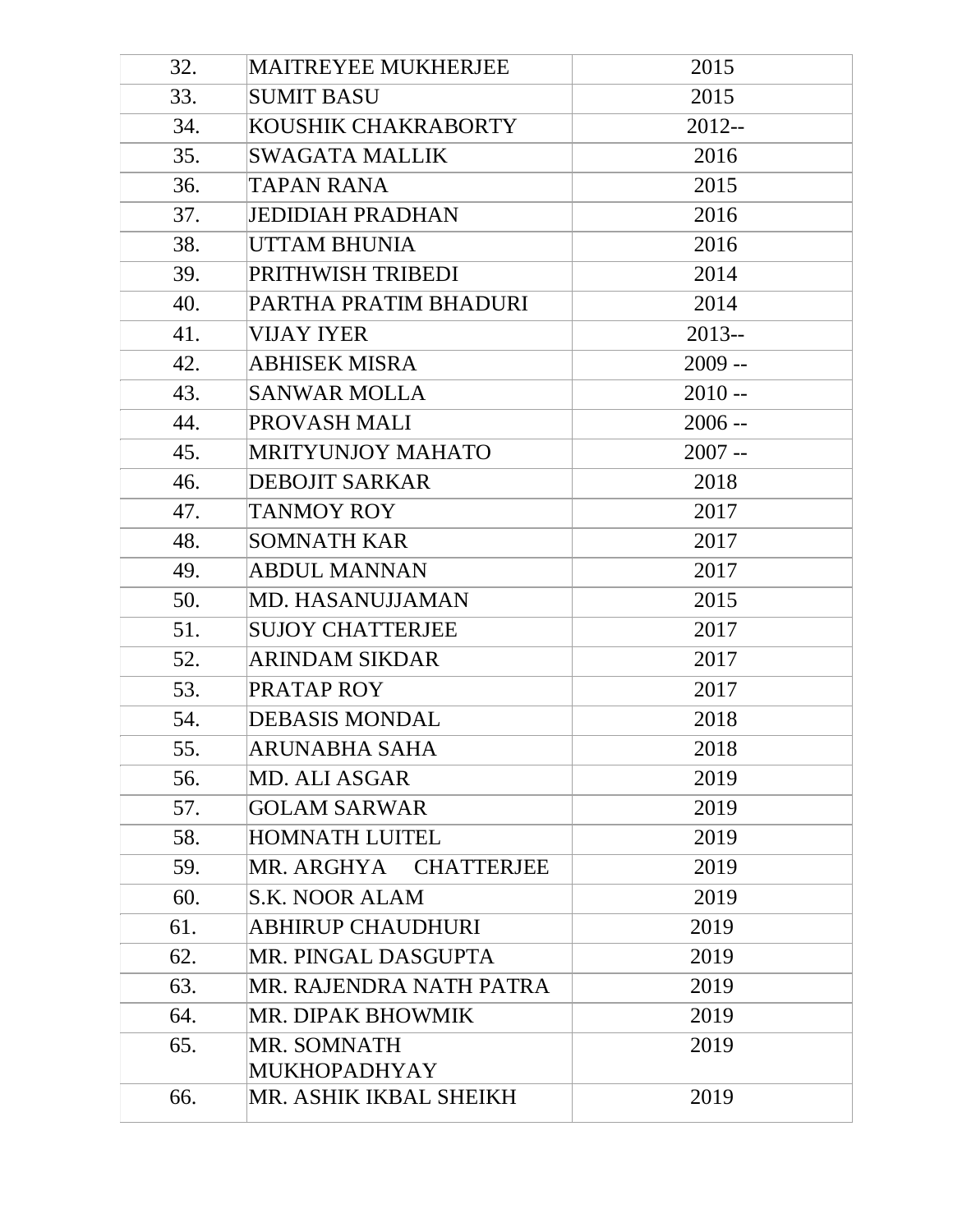| | | |
|---|---|---|
| 32. | MAITREYEE MUKHERJEE | 2015 |
| 33. | SUMIT BASU | 2015 |
| 34. | KOUSHIK CHAKRABORTY | 2012-- |
| 35. | SWAGATA MALLIK | 2016 |
| 36. | TAPAN RANA | 2015 |
| 37. | JEDIDIAH PRADHAN | 2016 |
| 38. | UTTAM BHUNIA | 2016 |
| 39. | PRITHWISH TRIBEDI | 2014 |
| 40. | PARTHA PRATIM BHADURI | 2014 |
| 41. | VIJAY IYER | 2013-- |
| 42. | ABHISEK MISRA | 2009 -- |
| 43. | SANWAR MOLLA | 2010 -- |
| 44. | PROVASH MALI | 2006 -- |
| 45. | MRITYUNJOY MAHATO | 2007 -- |
| 46. | DEBOJIT SARKAR | 2018 |
| 47. | TANMOY ROY | 2017 |
| 48. | SOMNATH KAR | 2017 |
| 49. | ABDUL MANNAN | 2017 |
| 50. | MD. HASANUJJAMAN | 2015 |
| 51. | SUJOY CHATTERJEE | 2017 |
| 52. | ARINDAM SIKDAR | 2017 |
| 53. | PRATAP ROY | 2017 |
| 54. | DEBASIS MONDAL | 2018 |
| 55. | ARUNABHA SAHA | 2018 |
| 56. | MD. ALI ASGAR | 2019 |
| 57. | GOLAM SARWAR | 2019 |
| 58. | HOMNATH LUITEL | 2019 |
| 59. | MR. ARGHYA CHATTERJEE | 2019 |
| 60. | S.K. NOOR ALAM | 2019 |
| 61. | ABHIRUP CHAUDHURI | 2019 |
| 62. | MR. PINGAL DASGUPTA | 2019 |
| 63. | MR. RAJENDRA NATH PATRA | 2019 |
| 64. | MR. DIPAK BHOWMIK | 2019 |
| 65. | MR. SOMNATH MUKHOPADHYAY | 2019 |
| 66. | MR. ASHIK IKBAL SHEIKH | 2019 |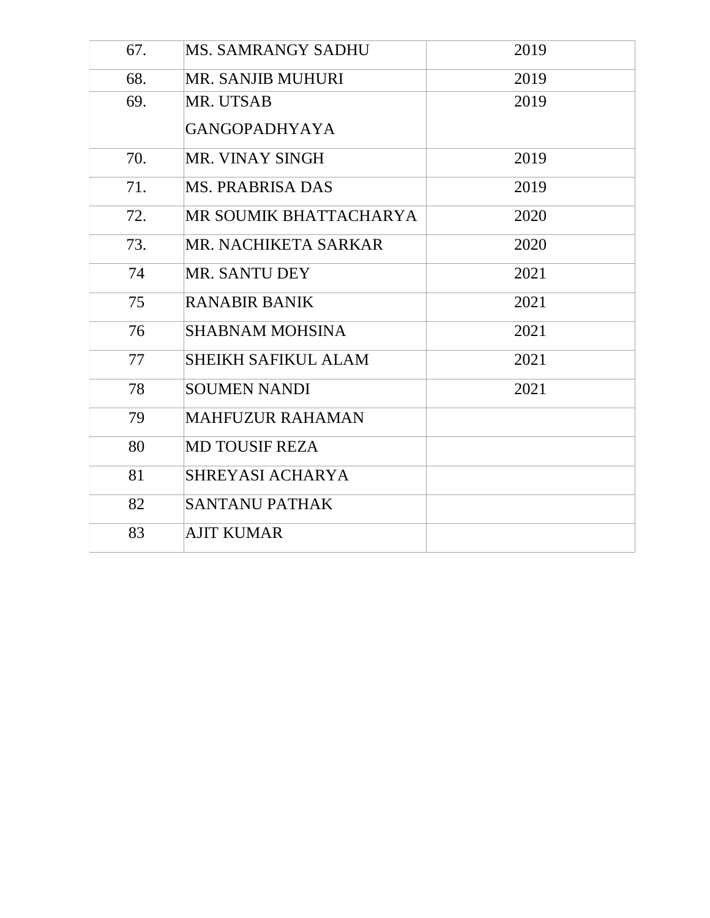| | | |
|---|---|---|
| 67. | MS. SAMRANGY SADHU | 2019 |
| 68. | MR. SANJIB MUHURI | 2019 |
| 69. | MR. UTSAB GANGOPADHYAYA | 2019 |
| 70. | MR. VINAY SINGH | 2019 |
| 71. | MS. PRABRISA DAS | 2019 |
| 72. | MR SOUMIK BHATTACHARYA | 2020 |
| 73. | MR. NACHIKETA SARKAR | 2020 |
| 74 | MR. SANTU DEY | 2021 |
| 75 | RANABIR BANIK | 2021 |
| 76 | SHABNAM MOHSINA | 2021 |
| 77 | SHEIKH SAFIKUL ALAM | 2021 |
| 78 | SOUMEN NANDI | 2021 |
| 79 | MAHFUZUR RAHAMAN | |
| 80 | MD TOUSIF REZA | |
| 81 | SHREYASI ACHARYA | |
| 82 | SANTANU PATHAK | |
| 83 | AJIT KUMAR | |